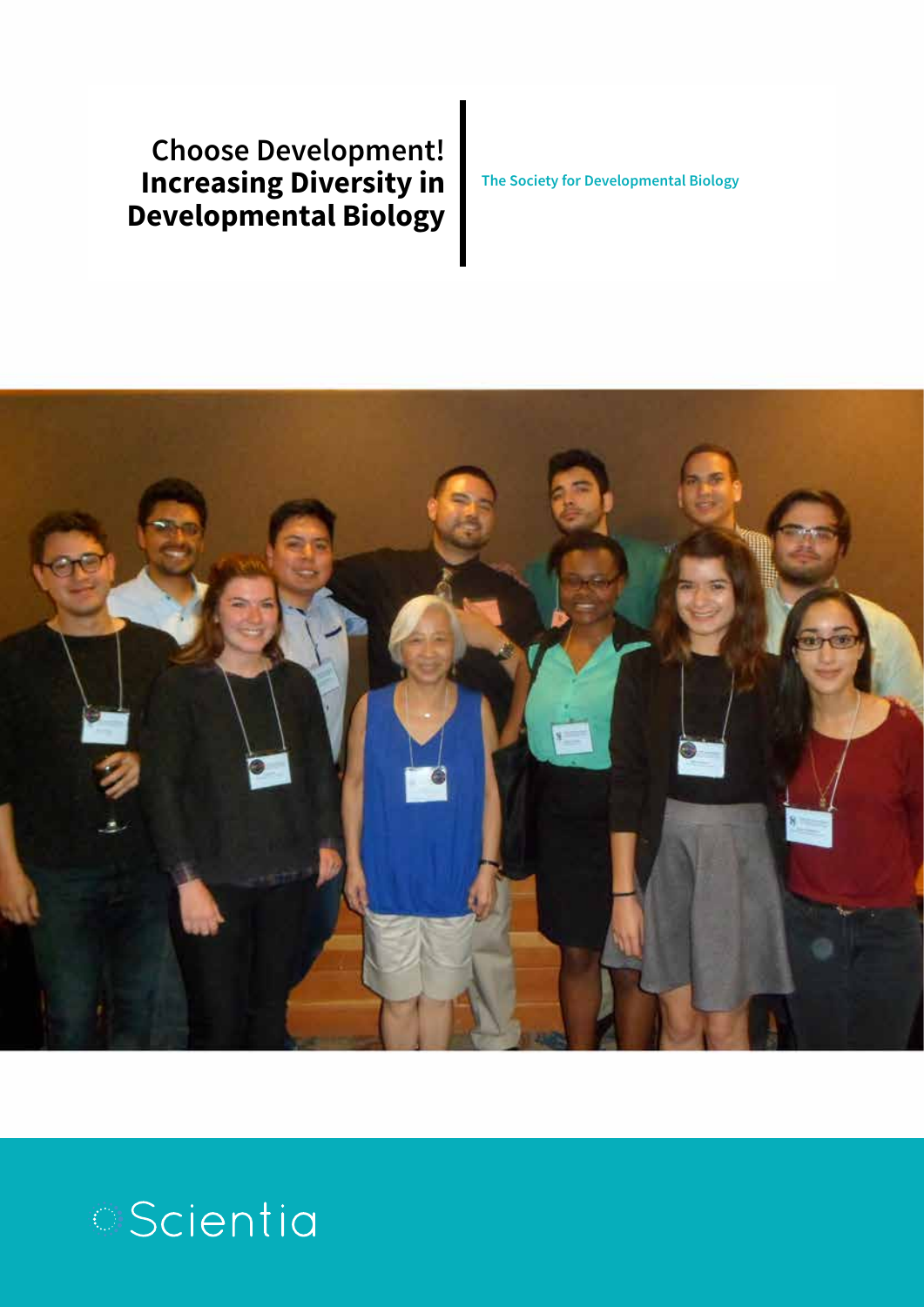# Choose Development! Increasing Diversity in Developmental Biology

The Society for Developmental Biology

Scientia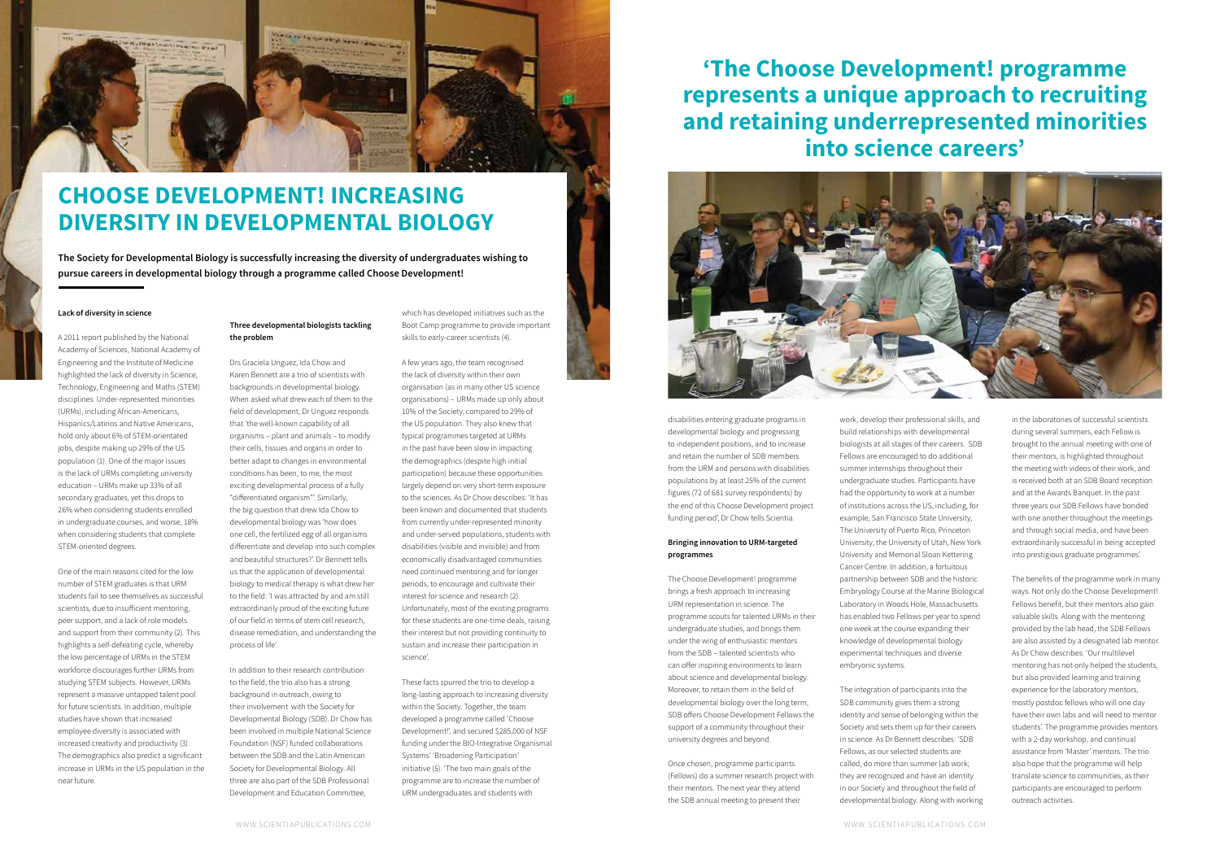# CHOOSE DEVELOPMENT! INCREASING DIVERSITY IN DEVELOPMENTAL BIOLOGY

**The Society for Developmental Biology is successfully increasing the diversity of undergraduates wishing to pursue careers in developmental biology through a programme called Choose Development!**

#### Lack of diversity in science

A 2011 report published by the National Academy of Sciences, National Academy of Engineering and the Institute of Medicine highlighted the lack of diversity in Science, Technology, Engineering and Maths (STEM) disciplines. Under-represented minorities (URMs), including African-Americans, Hispanics/Latinos and Native Americans, hold only about 6% of STEM-orientated jobs, despite making up 29% of the US population (1). One of the major issues is the lack of URMs completing university education – URMs make up 33% of all secondary graduates, yet this drops to 26% when considering students enrolled in undergraduate courses, and worse, 18% when considering students that complete STEM-oriented degrees.

One of the main reasons cited for the low number of STEM graduates is that URM students fail to see themselves as successful scientists, due to insufficient mentoring, peer support, and a lack of role models and support from their community (2). This highlights a self-defeating cycle, whereby the low percentage of URMs in the STEM workforce discourages further URMs from studying STEM subjects. However, URMs represent a massive untapped talent pool for future scientists. In addition, multiple studies have shown that increased employee diversity is associated with increased creativity and productivity (3). The demographics also predict a significant increase in URMs in the US population in the near future.

#### Three developmental biologists tackling the problem

Drs Graciela Unguez, Ida Chow and Karen Bennett are a trio of scientists with backgrounds in developmental biology. When asked what drew each of them to the field of development, Dr Unguez responds that 'the well-known capability of all organisms – plant and animals – to modify their cells, tissues and organs in order to better adapt to changes in environmental conditions has been, to me, the most exciting developmental process of a fully "differentiated organism"'. Similarly, the big question that drew Ida Chow to developmental biology was 'how does one cell, the fertilized egg of all organisms differentiate and develop into such complex and beautiful structures?'. Dr Bennett tells us that the application of developmental biology to medical therapy is what drew her to the field: 'I was attracted by and am still extraordinarily proud of the exciting future of our field in terms of stem cell research, disease remediation, and understanding the process of life'.

In addition to their research contribution to the field, the trio also has a strong background in outreach, owing to their involvement with the Society for Developmental Biology (SDB). Dr Chow has been involved in multiple National Science Foundation (NSF) funded collaborations between the SDB and the Latin American Society for Developmental Biology. All three are also part of the SDB Professional Development and Education Committee, which has developed initiatives such as the Boot Camp programme to provide important skills to early-career scientists (4).

A few years ago, the team recognised the lack of diversity within their own organisation (as in many other US science organisations) – URMs made up only about 10% of the Society, compared to 29% of the US population. They also knew that typical programmes targeted at URMs in the past have been slow in impacting the demographics (despite high initial participation) because these opportunities largely depend on very short-term exposure to the sciences. As Dr Chow describes: 'It has been known and documented that students from currently under-represented minority and under-served populations, students with disabilities (visible and invisible) and from economically disadvantaged communities need continued mentoring and for longer periods, to encourage and cultivate their interest for science and research (2). Unfortunately, most of the existing programs for these students are one-time deals, raising their interest but not providing continuity to sustain and increase their participation in science'.

These facts spurred the trio to develop a long-lasting approach to increasing diversity within the Society. Together, the team developed a programme called 'Choose Development!', and secured $285,000 of NSF funding under the BIO-Integrative Organismal Systems' 'Broadening Participation' initiative (5). 'The two main goals of the programme are to increase the number of URM undergraduates and students with disabilities entering graduate programs in developmental biology and progressing to independent positions, and to increase and retain the number of SDB members from the URM and persons with disabilities populations by at least 25% of the current figures (72 of 681 survey respondents) by the end of this Choose Development project funding period', Dr Chow tells Scientia.

## 'The Choose Development! programme represents a unique approach to recruiting and retaining underrepresented minorities into science careers'

#### Bringing innovation to URM-targeted programmes

The Choose Development! programme brings a fresh approach to increasing URM representation in science. The programme scouts for talented URMs in their undergraduate studies, and brings them under the wing of enthusiastic mentors from the SDB – talented scientists who can offer inspiring environments to learn about science and developmental biology. Moreover, to retain them in the field of developmental biology over the long term, SDB offers Choose Development Fellows the support of a community throughout their university degrees and beyond.

Once chosen, programme participants (Fellows) do a summer research project with their mentors. The next year they attend the SDB annual meeting to present their work, develop their professional skills, and build relationships with developmental biologists at all stages of their careers. SDB Fellows are encouraged to do additional summer internships throughout their undergraduate studies. Participants have had the opportunity to work at a number of institutions across the US, including, for example, San Francisco State University, The University of Puerto Rico, Princeton University, the University of Utah, New York University and Memorial Sloan Kettering Cancer Centre. In addition, a fortuitous partnership between SDB and the historic Embryology Course at the Marine Biological Laboratory in Woods Hole, Massachusetts has enabled two Fellows per year to spend one week at the course expanding their knowledge of developmental biology experimental techniques and diverse embryonic systems.

The integration of participants into the SDB community gives them a strong identity and sense of belonging within the Society and sets them up for their careers in science. As Dr Bennett describes: 'SDB Fellows, as our selected students are called, do more than summer lab work; they are recognized and have an identity in our Society and throughout the field of developmental biology. Along with working in the laboratories of successful scientists during several summers, each Fellow is brought to the annual meeting with one of their mentors, is highlighted throughout the meeting with videos of their work, and is received both at an SDB Board reception and at the Awards Banquet. In the past three years our SDB Fellows have bonded with one another throughout the meetings and through social media, and have been extraordinarily successful in being accepted into prestigious graduate programmes'.

The benefits of the programme work in many ways. Not only do the Choose Development! Fellows benefit, but their mentors also gain valuable skills. Along with the mentoring provided by the lab head, the SDB Fellows are also assisted by a designated lab mentor. As Dr Chow describes: 'Our multilevel mentoring has not only helped the students, but also provided learning and training experience for the laboratory mentors, mostly postdoc fellows who will one day have their own labs and will need to mentor students'. The programme provides mentors with a 2-day workshop, and continual assistance from 'Master' mentors. The trio also hope that the programme will help translate science to communities, as their participants are encouraged to perform outreach activities.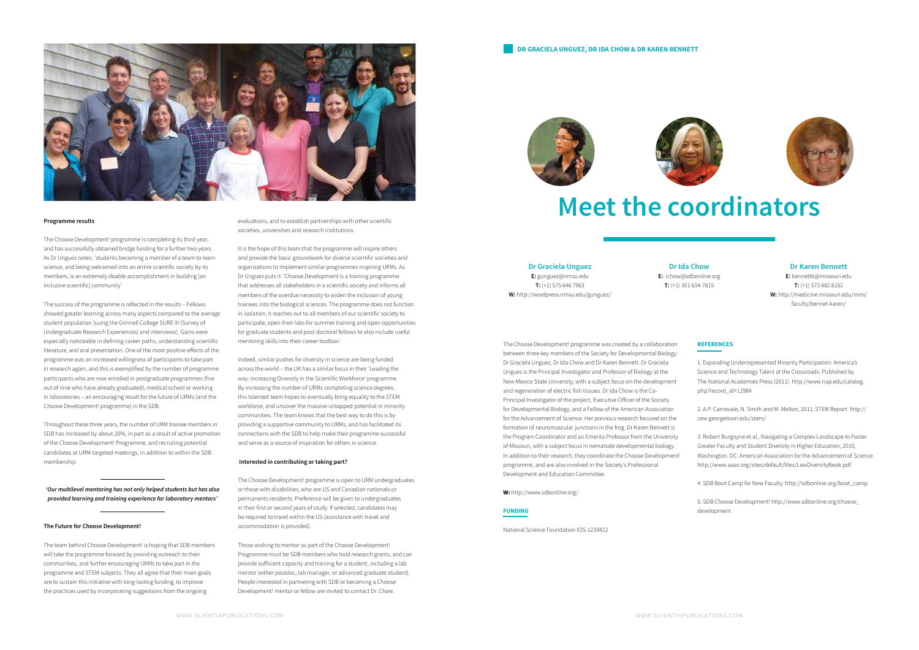### Programme results

The Choose Development! programme is completing its third year, and has successfully obtained bridge funding for a further two years. As Dr Unguez notes: 'students becoming a member of a team to learn science, and being welcomed into an entire scientific society by its members, is an extremely doable accomplishment in building [an inclusive scientific] community'.

The success of the programme is reflected in the results – Fellows showed greater learning across many aspects compared to the average student population (using the Grinnell College SURE III (Survey of Undergraduate Research Experiences) and interviews). Gains were especially noticeable in defining career paths, understanding scientific literature, and oral presentation. One of the most positive effects of the programme was an increased willingness of participants to take part in research again, and this is exemplified by the number of programme participants who are now enrolled in postgraduate programmes (five out of nine who have already graduated), medical school or working in laboratories – an encouraging result for the future of URMs (and the Choose Development! programme) in the SDB.

Throughout these three years, the number of URM trainee members in SDB has increased by about 20%, in part as a result of active promotion of the Choose Development! Programme, and recruiting potential candidates at URM-targeted meetings, in addition to within the SDB membership.

*'Our multilevel mentoring has not only helped students but has also provided learning and training experience for laboratory mentors'*

### The Future for Choose Development!

The team behind Choose Development! is hoping that SDB members will take the programme forward by providing outreach to their communities, and further encouraging URMs to take part in the programme and STEM subjects. They all agree that their main goals are to sustain this initiative with long-lasting funding, to improve the practices used by incorporating suggestions from the ongoing evaluations, and to establish partnerships with other scientific societies, universities and research institutions.

It is the hope of this team that the programme will inspire others and provide the basic groundwork for diverse scientific societies and organisations to implement similar programmes inspiring URMs. As Dr Unguez puts it: 'Choose Development is a training programme that addresses all stakeholders in a scientific society and informs all members of the overdue necessity to widen the inclusion of young trainees into the biological sciences. The programme does not function in isolation, it reaches out to all members of our scientific society to participate, open their labs for summer training and open opportunities for graduate students and post-doctoral fellows to also include useful mentoring skills into their career toolbox'.

Indeed, similar pushes for diversity in science are being funded across the world – the UK has a similar focus in their 'Leading the way: Increasing Diversity in the Scientific Workforce' programme. By increasing the number of URMs completing science degrees, this talented team hopes to eventually bring equality to the STEM workforce, and uncover the massive untapped potential in minority communities. The team knows that the best way to do this is by providing a supportive community to URMs, and has facilitated its connections with the SDB to help make their programme successful and serve as a source of inspiration for others in science.

### Interested in contributing or taking part?

The Choose Development! programme is open to URM undergraduates or those with disabilities, who are US and Canadian nationals or permanents residents. Preference will be given to undergraduates in their first or second years of study. If selected, candidates may be required to travel within the US (assistance with travel and accommodation is provided).

Those wishing to mentor as part of the Choose Development! Programme must be SDB members who hold research grants, and can provide sufficient capacity and training for a student, including a lab mentor (either postdoc, lab manager, or advanced graduate student). People interested in partnering with SDB or becoming a Choose Development! mentor or fellow are invited to contact Dr. Chow.

# Meet the coordinators

**Dr Graciela Unguez**
**E:** gunguez@nmsu.edu
**T:** (+1) 575 646 7963
**W:** http://wordpress.nmsu.edu/gunguez/

**Dr Ida Chow**
**E:** ichow@sdbonline.org
**T:** (+1) 301 634-7815

**Dr Karen Bennett**
**E:** bennettk@missouri.edu
**T:** (+1) 573 882 8152
**W:** http://medicine.missouri.edu/mmi/faculty/bennet-karen/

The Choose Development! programme was created by a collaboration between three key members of the Society for Developmental Biology: Dr Graciela Unguez, Dr Ida Chow and Dr Karen Bennett. Dr Graciela Unguez is the Principal Investigator and Professor of Biology at the New Mexico State University, with a subject focus on the development and regeneration of electric fish tissues. Dr Ida Chow is the Co-Principal Investigator of the project, Executive Officer of the Society for Developmental Biology, and a Fellow of the American Association for the Advancement of Science. Her previous research focused on the formation of neuromuscular junctions in the frog. Dr Karen Bennett is the Program Coordinator and an Emerita Professor from the University of Missouri, with a subject focus in nematode developmental biology. In addition to their research, they coordinate the Choose Development! programme, and are also involved in the Society's Professional Development and Education Committee.

**W:** http://www.sdbonline.org/

#### FUNDING

National Science Foundation IOS-1239422

#### REFERENCES

1. Expanding Underrepresented Minority Participation: America's Science and Technology Talent at the Crossroads. Published by The National Academies Press (2011). http://www.nap.edu/catalog.php?record_id=12984

2. A.P. Carnevale, N. Smith and M. Melton, 2011, STEM Report. http://cew.georgetown.edu/stem/

3. Robert Burgoyne et al., Navigating a Complex Landscape to Foster Greater Faculty and Student Diversity in Higher Education, 2010, Washington, DC: American Association for the Advancement of Science. http://www.aaas.org/sites/default/files/LawDiversityBook.pdf

4. SDB Boot Camp for New Faculty. http://sdbonline.org/boot_camp

5. SDB Choose Development! http://www.sdbonline.org/choose_development